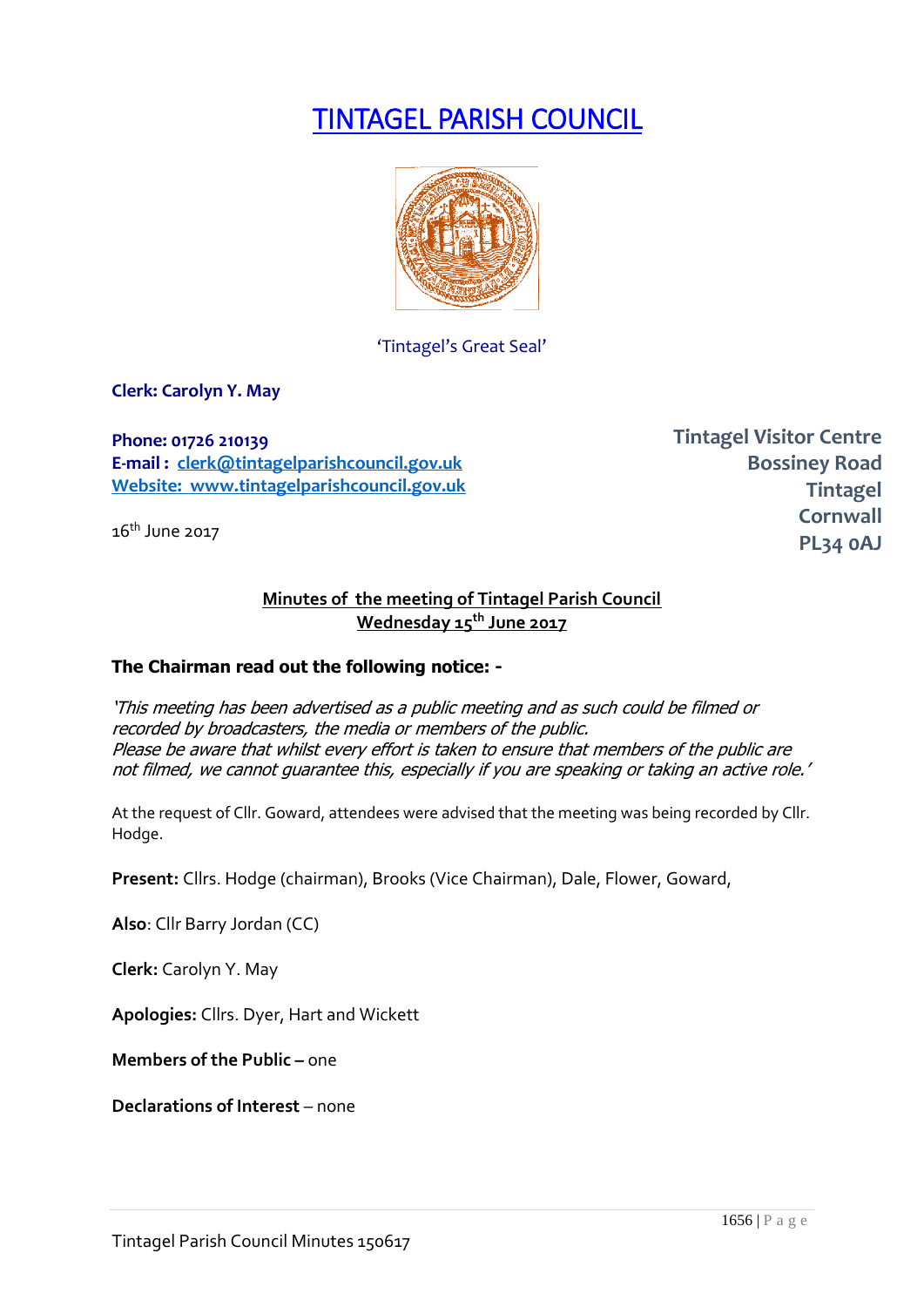# TINTAGEL PARISH COUNCIL

'Tintagel's Great Seal'

**Clerk: Carolyn Y. May**

**Phone: 01726 210139**
**E-mail : clerk@tintagelparishcouncil.gov.uk**
**Website: www.tintagelparishcouncil.gov.uk**

**Tintagel Visitor Centre**
**Bossiney Road**
**Tintagel**
**Cornwall**
**PL34 0AJ**

16th June 2017

**Minutes of the meeting of Tintagel Parish Council**
**Wednesday 15th June 2017**

**The Chairman read out the following notice: -**

*'This meeting has been advertised as a public meeting and as such could be filmed or recorded by broadcasters, the media or members of the public. Please be aware that whilst every effort is taken to ensure that members of the public are not filmed, we cannot guarantee this, especially if you are speaking or taking an active role.'*

At the request of Cllr. Goward, attendees were advised that the meeting was being recorded by Cllr. Hodge.

**Present:** Cllrs. Hodge (chairman), Brooks (Vice Chairman), Dale, Flower, Goward,

**Also**: Cllr Barry Jordan (CC)

**Clerk:** Carolyn Y. May

**Apologies:** Cllrs. Dyer, Hart and Wickett

**Members of the Public** – one

**Declarations of Interest** – none

Tintagel Parish Council Minutes 150617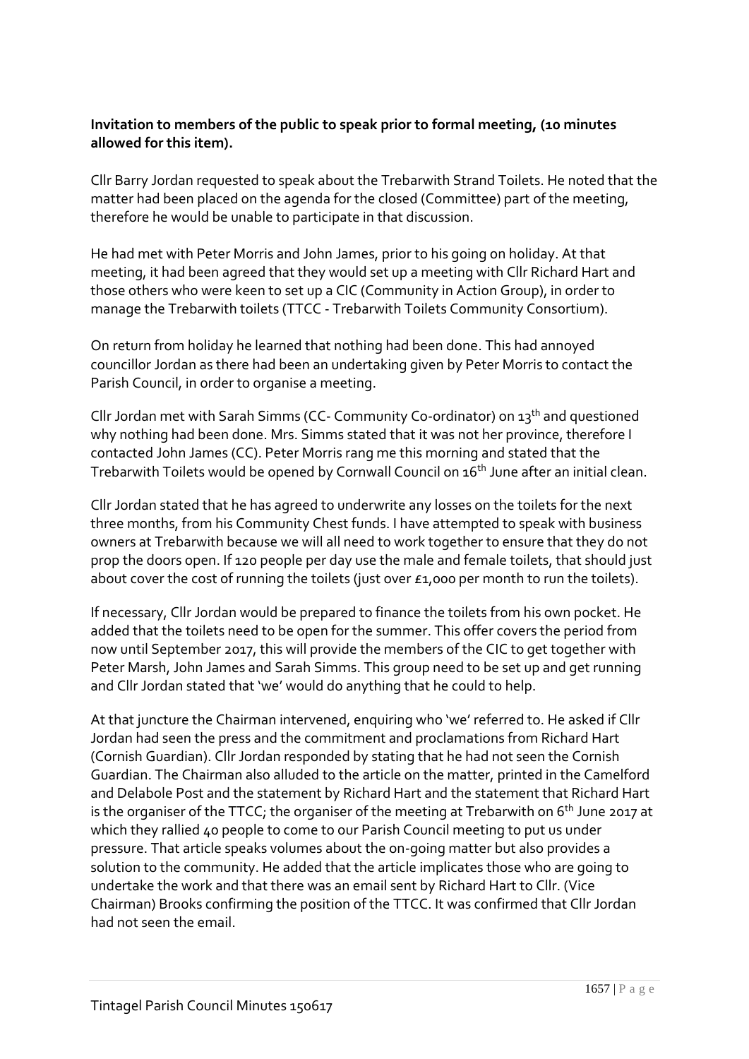**Invitation to members of the public to speak prior to formal meeting, (10 minutes allowed for this item).**

Cllr Barry Jordan requested to speak about the Trebarwith Strand Toilets. He noted that the matter had been placed on the agenda for the closed (Committee) part of the meeting, therefore he would be unable to participate in that discussion.

He had met with Peter Morris and John James, prior to his going on holiday. At that meeting, it had been agreed that they would set up a meeting with Cllr Richard Hart and those others who were keen to set up a CIC (Community in Action Group), in order to manage the Trebarwith toilets (TTCC - Trebarwith Toilets Community Consortium).

On return from holiday he learned that nothing had been done. This had annoyed councillor Jordan as there had been an undertaking given by Peter Morris to contact the Parish Council, in order to organise a meeting.

Cllr Jordan met with Sarah Simms (CC- Community Co-ordinator) on 13th and questioned why nothing had been done. Mrs. Simms stated that it was not her province, therefore I contacted John James (CC). Peter Morris rang me this morning and stated that the Trebarwith Toilets would be opened by Cornwall Council on 16th June after an initial clean.

Cllr Jordan stated that he has agreed to underwrite any losses on the toilets for the next three months, from his Community Chest funds. I have attempted to speak with business owners at Trebarwith because we will all need to work together to ensure that they do not prop the doors open. If 120 people per day use the male and female toilets, that should just about cover the cost of running the toilets (just over £1,000 per month to run the toilets).

If necessary, Cllr Jordan would be prepared to finance the toilets from his own pocket. He added that the toilets need to be open for the summer. This offer covers the period from now until September 2017, this will provide the members of the CIC to get together with Peter Marsh, John James and Sarah Simms. This group need to be set up and get running and Cllr Jordan stated that 'we' would do anything that he could to help.

At that juncture the Chairman intervened, enquiring who 'we' referred to. He asked if Cllr Jordan had seen the press and the commitment and proclamations from Richard Hart (Cornish Guardian). Cllr Jordan responded by stating that he had not seen the Cornish Guardian. The Chairman also alluded to the article on the matter, printed in the Camelford and Delabole Post and the statement by Richard Hart and the statement that Richard Hart is the organiser of the TTCC; the organiser of the meeting at Trebarwith on 6th June 2017 at which they rallied 40 people to come to our Parish Council meeting to put us under pressure. That article speaks volumes about the on-going matter but also provides a solution to the community. He added that the article implicates those who are going to undertake the work and that there was an email sent by Richard Hart to Cllr. (Vice Chairman) Brooks confirming the position of the TTCC. It was confirmed that Cllr Jordan had not seen the email.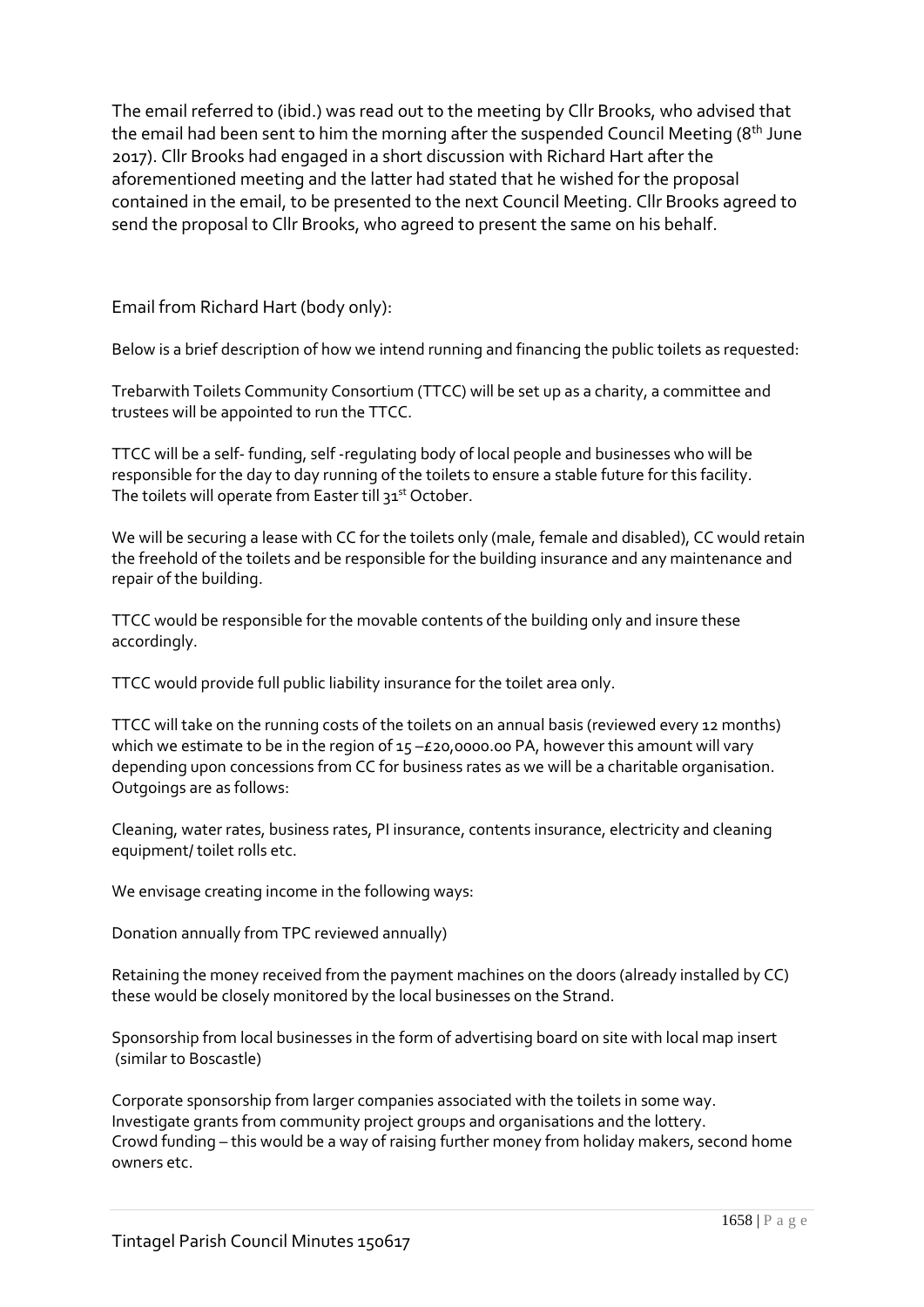The email referred to (ibid.) was read out to the meeting by Cllr Brooks, who advised that the email had been sent to him the morning after the suspended Council Meeting (8th June 2017). Cllr Brooks had engaged in a short discussion with Richard Hart after the aforementioned meeting and the latter had stated that he wished for the proposal contained in the email, to be presented to the next Council Meeting. Cllr Brooks agreed to send the proposal to Cllr Brooks, who agreed to present the same on his behalf.

Email from Richard Hart (body only):

Below is a brief description of how we intend running and financing the public toilets as requested:

Trebarwith Toilets Community Consortium (TTCC) will be set up as a charity, a committee and trustees will be appointed to run the TTCC.

TTCC will be a self- funding, self -regulating body of local people and businesses who will be responsible for the day to day running of the toilets to ensure a stable future for this facility. The toilets will operate from Easter till 31st October.

We will be securing a lease with CC for the toilets only (male, female and disabled), CC would retain the freehold of the toilets and be responsible for the building insurance and any maintenance and repair of the building.

TTCC would be responsible for the movable contents of the building only and insure these accordingly.

TTCC would provide full public liability insurance for the toilet area only.

TTCC will take on the running costs of the toilets on an annual basis (reviewed every 12 months) which we estimate to be in the region of 15 –£20,0000.00 PA, however this amount will vary depending upon concessions from CC for business rates as we will be a charitable organisation. Outgoings are as follows:

Cleaning, water rates, business rates, PI insurance, contents insurance, electricity and cleaning equipment/ toilet rolls etc.

We envisage creating income in the following ways:

Donation annually from TPC reviewed annually)

Retaining the money received from the payment machines on the doors (already installed by CC) these would be closely monitored by the local businesses on the Strand.

Sponsorship from local businesses in the form of advertising board on site with local map insert (similar to Boscastle)

Corporate sponsorship from larger companies associated with the toilets in some way.
Investigate grants from community project groups and organisations and the lottery.
Crowd funding – this would be a way of raising further money from holiday makers, second home owners etc.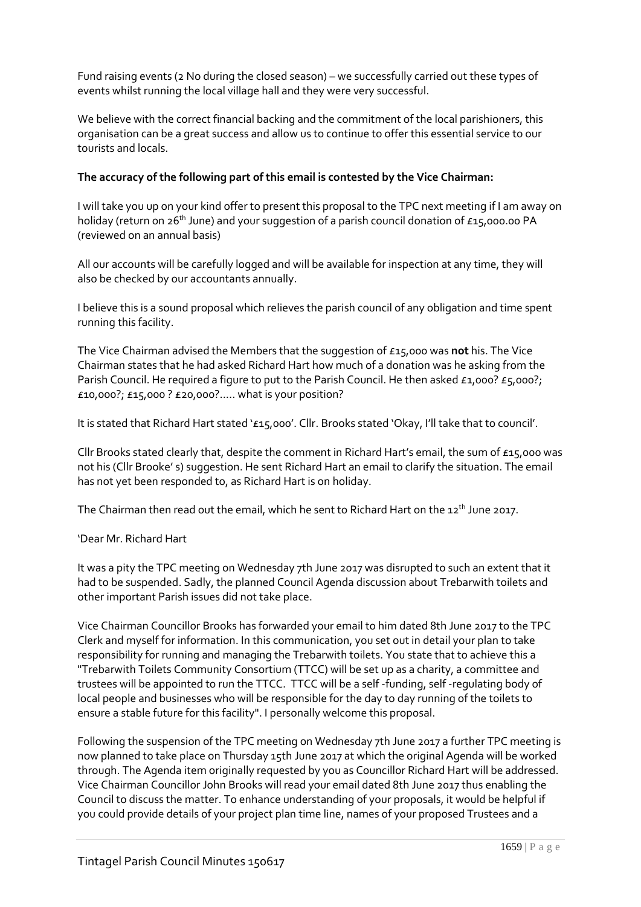Fund raising events (2 No during the closed season) – we successfully carried out these types of events whilst running the local village hall and they were very successful.

We believe with the correct financial backing and the commitment of the local parishioners, this organisation can be a great success and allow us to continue to offer this essential service to our tourists and locals.

**The accuracy of the following part of this email is contested by the Vice Chairman:**

I will take you up on your kind offer to present this proposal to the TPC next meeting if I am away on holiday (return on 26th June) and your suggestion of a parish council donation of £15,000.00 PA (reviewed on an annual basis)

All our accounts will be carefully logged and will be available for inspection at any time, they will also be checked by our accountants annually.

I believe this is a sound proposal which relieves the parish council of any obligation and time spent running this facility.

The Vice Chairman advised the Members that the suggestion of £15,000 was **not** his. The Vice Chairman states that he had asked Richard Hart how much of a donation was he asking from the Parish Council. He required a figure to put to the Parish Council. He then asked £1,000? £5,000?; £10,000?; £15,000 ? £20,000?..... what is your position?

It is stated that Richard Hart stated '£15,000'. Cllr. Brooks stated 'Okay, I'll take that to council'.

Cllr Brooks stated clearly that, despite the comment in Richard Hart's email, the sum of £15,000 was not his (Cllr Brooke' s) suggestion. He sent Richard Hart an email to clarify the situation. The email has not yet been responded to, as Richard Hart is on holiday.

The Chairman then read out the email, which he sent to Richard Hart on the 12th June 2017.

'Dear Mr. Richard Hart

It was a pity the TPC meeting on Wednesday 7th June 2017 was disrupted to such an extent that it had to be suspended. Sadly, the planned Council Agenda discussion about Trebarwith toilets and other important Parish issues did not take place.

Vice Chairman Councillor Brooks has forwarded your email to him dated 8th June 2017 to the TPC Clerk and myself for information. In this communication, you set out in detail your plan to take responsibility for running and managing the Trebarwith toilets. You state that to achieve this a "Trebarwith Toilets Community Consortium (TTCC) will be set up as a charity, a committee and trustees will be appointed to run the TTCC. TTCC will be a self -funding, self -regulating body of local people and businesses who will be responsible for the day to day running of the toilets to ensure a stable future for this facility". I personally welcome this proposal.

Following the suspension of the TPC meeting on Wednesday 7th June 2017 a further TPC meeting is now planned to take place on Thursday 15th June 2017 at which the original Agenda will be worked through. The Agenda item originally requested by you as Councillor Richard Hart will be addressed. Vice Chairman Councillor John Brooks will read your email dated 8th June 2017 thus enabling the Council to discuss the matter. To enhance understanding of your proposals, it would be helpful if you could provide details of your project plan time line, names of your proposed Trustees and a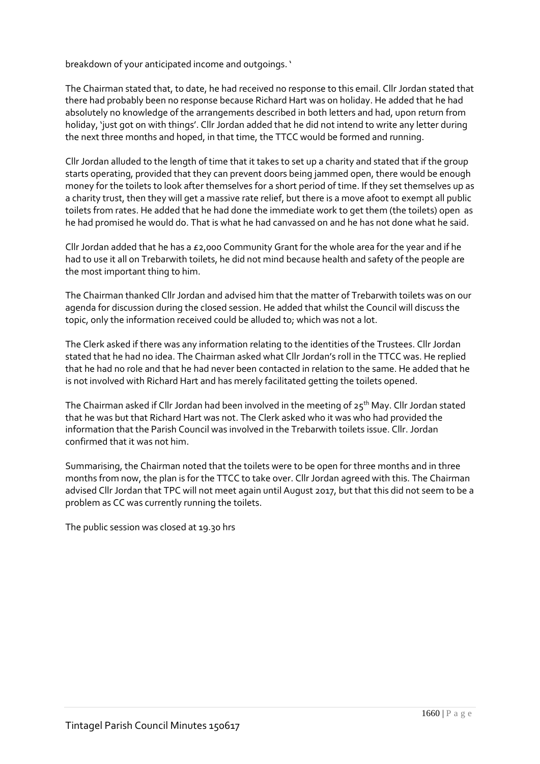breakdown of your anticipated income and outgoings. '

The Chairman stated that, to date, he had received no response to this email. Cllr Jordan stated that there had probably been no response because Richard Hart was on holiday. He added that he had absolutely no knowledge of the arrangements described in both letters and had, upon return from holiday, 'just got on with things'. Cllr Jordan added that he did not intend to write any letter during the next three months and hoped, in that time, the TTCC would be formed and running.

Cllr Jordan alluded to the length of time that it takes to set up a charity and stated that if the group starts operating, provided that they can prevent doors being jammed open, there would be enough money for the toilets to look after themselves for a short period of time. If they set themselves up as a charity trust, then they will get a massive rate relief, but there is a move afoot to exempt all public toilets from rates. He added that he had done the immediate work to get them (the toilets) open as he had promised he would do. That is what he had canvassed on and he has not done what he said.

Cllr Jordan added that he has a £2,000 Community Grant for the whole area for the year and if he had to use it all on Trebarwith toilets, he did not mind because health and safety of the people are the most important thing to him.

The Chairman thanked Cllr Jordan and advised him that the matter of Trebarwith toilets was on our agenda for discussion during the closed session. He added that whilst the Council will discuss the topic, only the information received could be alluded to; which was not a lot.

The Clerk asked if there was any information relating to the identities of the Trustees. Cllr Jordan stated that he had no idea. The Chairman asked what Cllr Jordan's roll in the TTCC was. He replied that he had no role and that he had never been contacted in relation to the same. He added that he is not involved with Richard Hart and has merely facilitated getting the toilets opened.

The Chairman asked if Cllr Jordan had been involved in the meeting of 25th May. Cllr Jordan stated that he was but that Richard Hart was not. The Clerk asked who it was who had provided the information that the Parish Council was involved in the Trebarwith toilets issue. Cllr. Jordan confirmed that it was not him.

Summarising, the Chairman noted that the toilets were to be open for three months and in three months from now, the plan is for the TTCC to take over. Cllr Jordan agreed with this. The Chairman advised Cllr Jordan that TPC will not meet again until August 2017, but that this did not seem to be a problem as CC was currently running the toilets.

The public session was closed at 19.30 hrs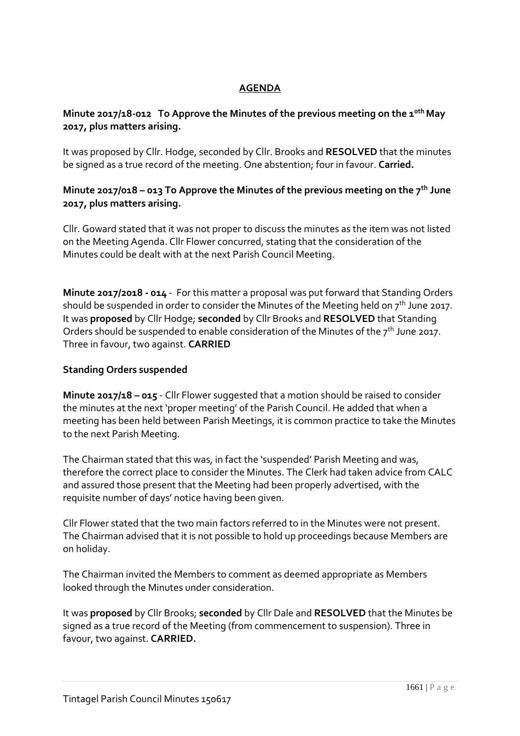## AGENDA

**Minute 2017/18-012 To Approve the Minutes of the previous meeting on the 1oth May 2017, plus matters arising.**

It was proposed by Cllr. Hodge, seconded by Cllr. Brooks and **RESOLVED** that the minutes be signed as a true record of the meeting. One abstention; four in favour. **Carried.**

**Minute 2017/018 – 013 To Approve the Minutes of the previous meeting on the 7th June 2017, plus matters arising.**

Cllr. Goward stated that it was not proper to discuss the minutes as the item was not listed on the Meeting Agenda. Cllr Flower concurred, stating that the consideration of the Minutes could be dealt with at the next Parish Council Meeting.

**Minute 2017/2018 - 014** - For this matter a proposal was put forward that Standing Orders should be suspended in order to consider the Minutes of the Meeting held on 7th June 2017. It was **proposed** by Cllr Hodge; **seconded** by Cllr Brooks and **RESOLVED** that Standing Orders should be suspended to enable consideration of the Minutes of the 7th June 2017. Three in favour, two against. **CARRIED**

**Standing Orders suspended**

**Minute 2017/18 – 015** - Cllr Flower suggested that a motion should be raised to consider the minutes at the next 'proper meeting' of the Parish Council. He added that when a meeting has been held between Parish Meetings, it is common practice to take the Minutes to the next Parish Meeting.

The Chairman stated that this was, in fact the 'suspended' Parish Meeting and was, therefore the correct place to consider the Minutes. The Clerk had taken advice from CALC and assured those present that the Meeting had been properly advertised, with the requisite number of days' notice having been given.

Cllr Flower stated that the two main factors referred to in the Minutes were not present. The Chairman advised that it is not possible to hold up proceedings because Members are on holiday.

The Chairman invited the Members to comment as deemed appropriate as Members looked through the Minutes under consideration.

It was **proposed** by Cllr Brooks; **seconded** by Cllr Dale and **RESOLVED** that the Minutes be signed as a true record of the Meeting (from commencement to suspension). Three in favour, two against. **CARRIED.**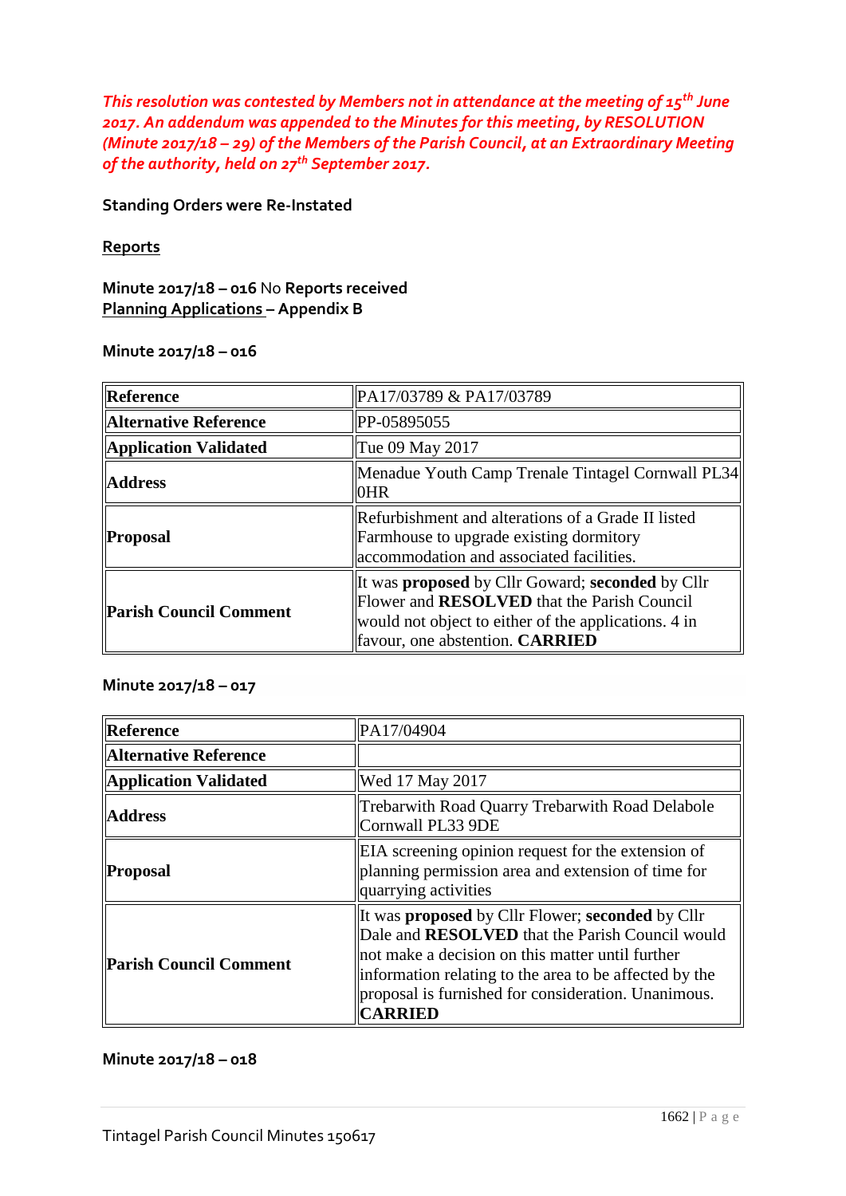*This resolution was contested by Members not in attendance at the meeting of 15th June 2017. An addendum was appended to the Minutes for this meeting, by RESOLUTION (Minute 2017/18 – 29) of the Members of the Parish Council, at an Extraordinary Meeting of the authority, held on 27th September 2017.*

**Standing Orders were Re-Instated**

**Reports**

**Minute 2017/18 – 016** No **Reports received**
**Planning Applications – Appendix B**

**Minute 2017/18 – 016**

| | |
|---|---|
| **Reference** | PA17/03789 & PA17/03789 |
| **Alternative Reference** | PP-05895055 |
| **Application Validated** | Tue 09 May 2017 |
| **Address** | Menadue Youth Camp Trenale Tintagel Cornwall PL34 0HR |
| **Proposal** | Refurbishment and alterations of a Grade II listed Farmhouse to upgrade existing dormitory accommodation and associated facilities. |
| **Parish Council Comment** | It was **proposed** by Cllr Goward; **seconded** by Cllr Flower and **RESOLVED** that the Parish Council would not object to either of the applications. 4 in favour, one abstention. **CARRIED** |

**Minute 2017/18 – 017**

| | |
|---|---|
| **Reference** | PA17/04904 |
| **Alternative Reference** | |
| **Application Validated** | Wed 17 May 2017 |
| **Address** | Trebarwith Road Quarry Trebarwith Road Delabole Cornwall PL33 9DE |
| **Proposal** | EIA screening opinion request for the extension of planning permission area and extension of time for quarrying activities |
| **Parish Council Comment** | It was **proposed** by Cllr Flower; **seconded** by Cllr Dale and **RESOLVED** that the Parish Council would not make a decision on this matter until further information relating to the area to be affected by the proposal is furnished for consideration. Unanimous. **CARRIED** |

**Minute 2017/18 – 018**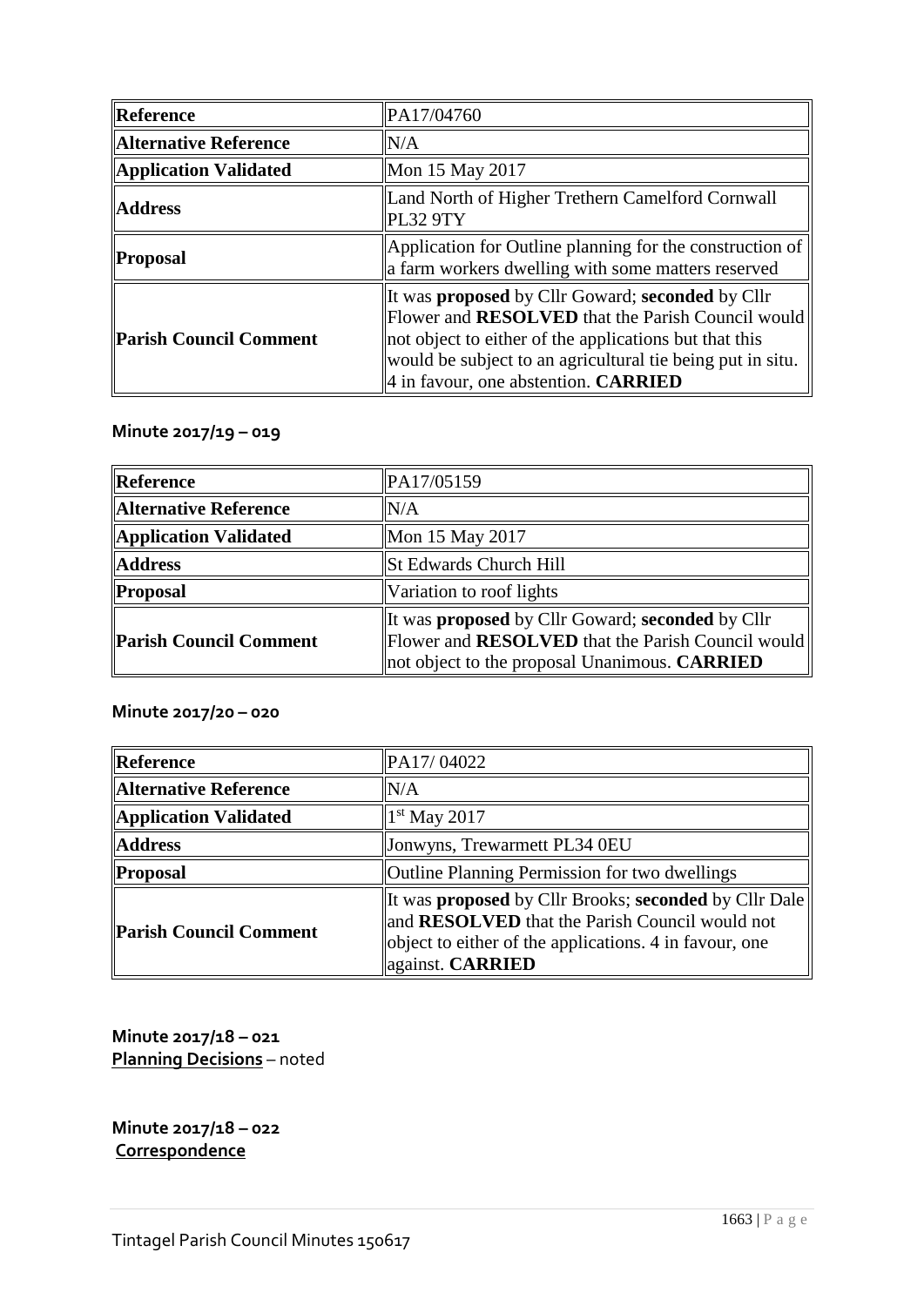| | |
|---|---|
| **Reference** | PA17/04760 |
| **Alternative Reference** | N/A |
| **Application Validated** | Mon 15 May 2017 |
| **Address** | Land North of Higher Trethern Camelford Cornwall PL32 9TY |
| **Proposal** | Application for Outline planning for the construction of a farm workers dwelling with some matters reserved |
| **Parish Council Comment** | It was **proposed** by Cllr Goward; **seconded** by Cllr Flower and **RESOLVED** that the Parish Council would not object to either of the applications but that this would be subject to an agricultural tie being put in situ. 4 in favour, one abstention. **CARRIED** |

**Minute 2017/19 – 019**

| | |
|---|---|
| **Reference** | PA17/05159 |
| **Alternative Reference** | N/A |
| **Application Validated** | Mon 15 May 2017 |
| **Address** | St Edwards Church Hill |
| **Proposal** | Variation to roof lights |
| **Parish Council Comment** | It was **proposed** by Cllr Goward; **seconded** by Cllr Flower and **RESOLVED** that the Parish Council would not object to the proposal Unanimous. **CARRIED** |

**Minute 2017/20 – 020**

| | |
|---|---|
| **Reference** | PA17/ 04022 |
| **Alternative Reference** | N/A |
| **Application Validated** | 1st May 2017 |
| **Address** | Jonwyns, Trewarmett PL34 0EU |
| **Proposal** | Outline Planning Permission for two dwellings |
| **Parish Council Comment** | It was **proposed** by Cllr Brooks; **seconded** by Cllr Dale and **RESOLVED** that the Parish Council would not object to either of the applications. 4 in favour, one against. **CARRIED** |

**Minute 2017/18 – 021**
**Planning Decisions** – noted

**Minute 2017/18 – 022**
**Correspondence**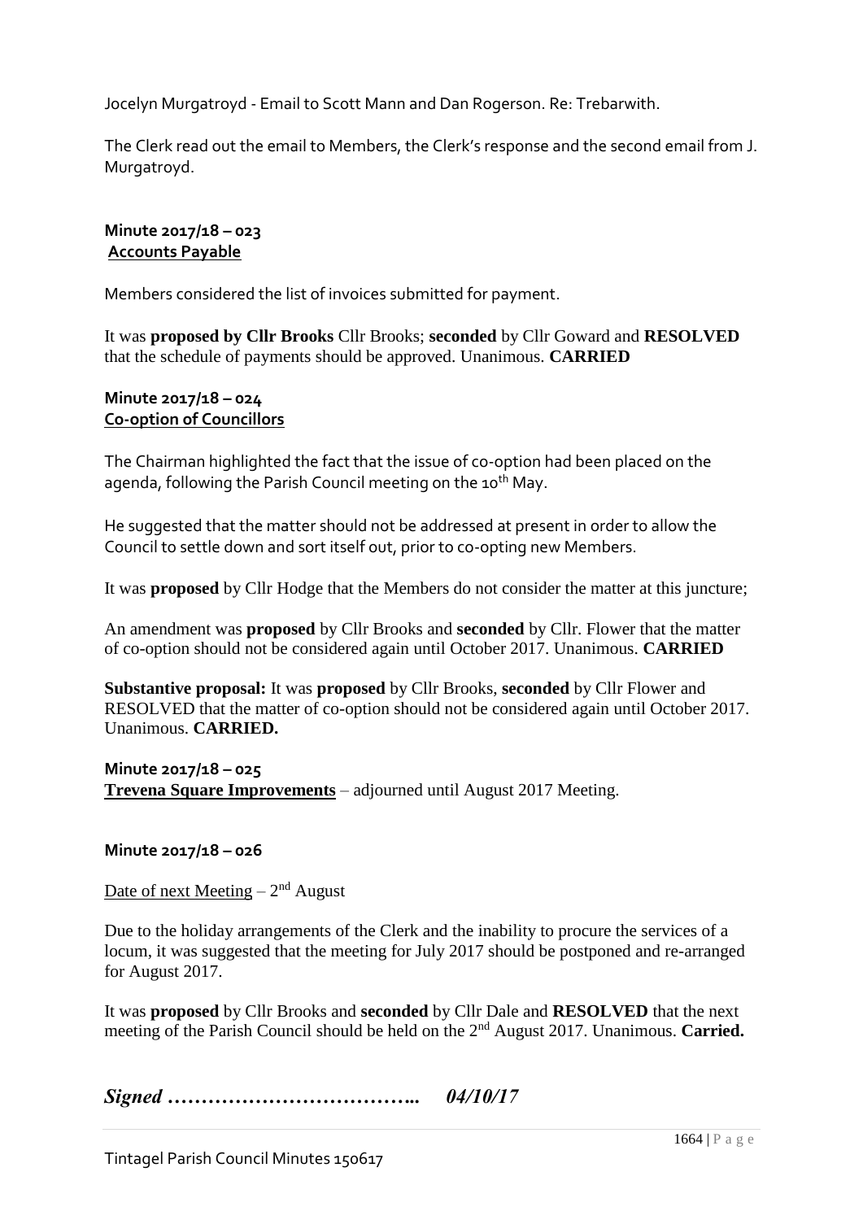Jocelyn Murgatroyd - Email to Scott Mann and Dan Rogerson. Re: Trebarwith.

The Clerk read out the email to Members, the Clerk's response and the second email from J. Murgatroyd.

**Minute 2017/18 – 023**
**Accounts Payable**

Members considered the list of invoices submitted for payment.

It was **proposed by Cllr Brooks** Cllr Brooks; **seconded** by Cllr Goward and **RESOLVED** that the schedule of payments should be approved. Unanimous. **CARRIED**

**Minute 2017/18 – 024**
**Co-option of Councillors**

The Chairman highlighted the fact that the issue of co-option had been placed on the agenda, following the Parish Council meeting on the 10th May.

He suggested that the matter should not be addressed at present in order to allow the Council to settle down and sort itself out, prior to co-opting new Members.

It was **proposed** by Cllr Hodge that the Members do not consider the matter at this juncture;

An amendment was **proposed** by Cllr Brooks and **seconded** by Cllr. Flower that the matter of co-option should not be considered again until October 2017. Unanimous. **CARRIED**

**Substantive proposal:** It was **proposed** by Cllr Brooks, **seconded** by Cllr Flower and RESOLVED that the matter of co-option should not be considered again until October 2017. Unanimous. **CARRIED.**

**Minute 2017/18 – 025**
**Trevena Square Improvements** – adjourned until August 2017 Meeting.

**Minute 2017/18 – 026**

Date of next Meeting – 2nd August

Due to the holiday arrangements of the Clerk and the inability to procure the services of a locum, it was suggested that the meeting for July 2017 should be postponed and re-arranged for August 2017.

It was **proposed** by Cllr Brooks and **seconded** by Cllr Dale and **RESOLVED** that the next meeting of the Parish Council should be held on the 2nd August 2017. Unanimous. **Carried.**

***Signed ……………………………….. 04/10/17***